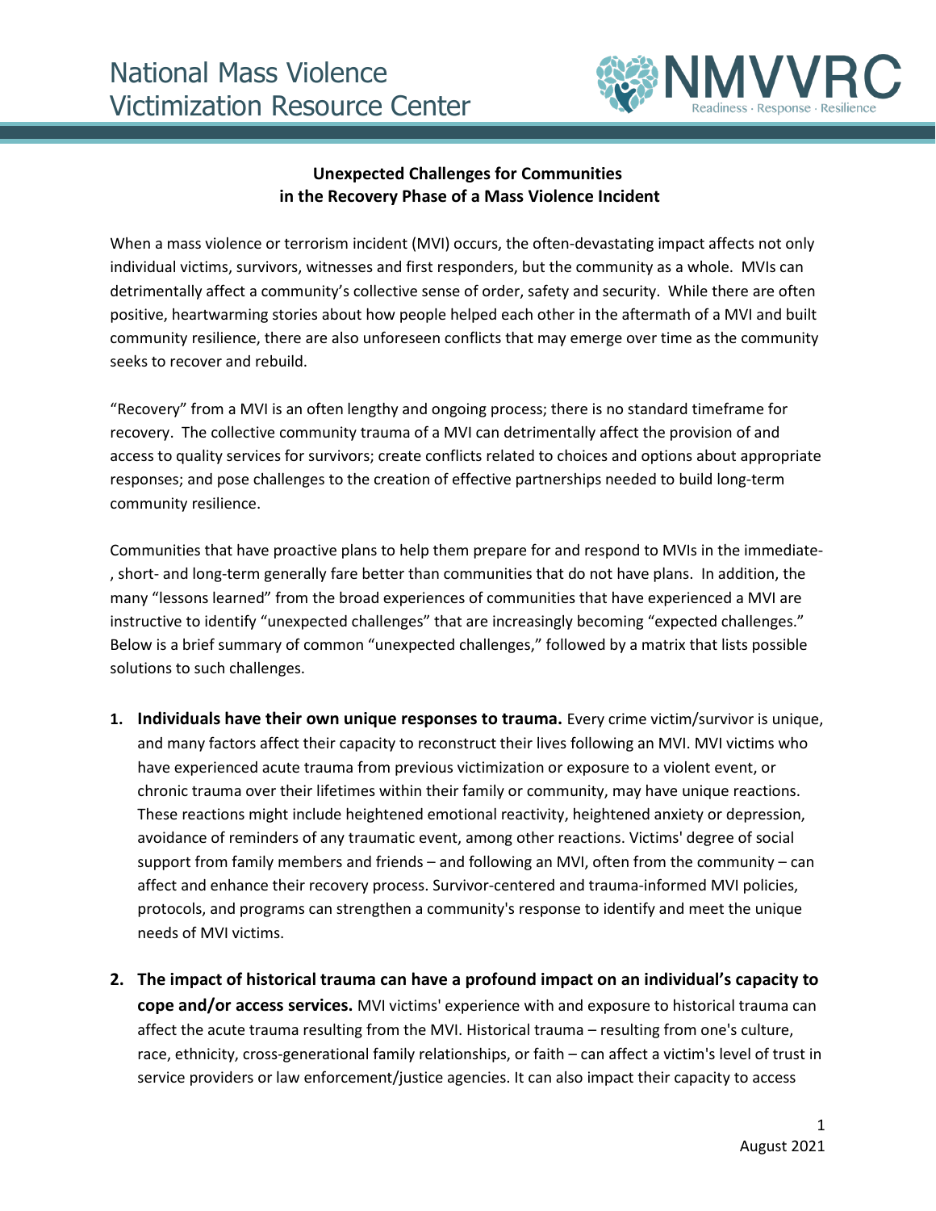# Unexpected Challenges for Communities in the Recovery Phase of a Mass Violence Incident

When a mass violence or terrorism incident (MVI) occurs, the often-devastating impact affects not only individual victims, survivors, witnesses and first responders, but the community as a whole. MVIs can detrimentally affect a community's collective sense of order, safety and security. While there are often positive, heartwarming stories about how people helped each other in the aftermath of a MVI and built community resilience, there are also unforeseen conflicts that may emerge over time as the community seeks to recover and rebuild.

"Recovery" from a MVI is an often lengthy and ongoing process; there is no standard timeframe for recovery. The collective community trauma of a MVI can detrimentally affect the provision of and access to quality services for survivors; create conflicts related to choices and options about appropriate responses; and pose challenges to the creation of effective partnerships needed to build long-term community resilience.

Communities that have proactive plans to help them prepare for and respond to MVIs in the immediate-, short- and long-term generally fare better than communities that do not have plans. In addition, the many "lessons learned" from the broad experiences of communities that have experienced a MVI are instructive to identify "unexpected challenges" that are increasingly becoming "expected challenges." Below is a brief summary of common "unexpected challenges," followed by a matrix that lists possible solutions to such challenges.

1. **Individuals have their own unique responses to trauma.** Every crime victim/survivor is unique, and many factors affect their capacity to reconstruct their lives following an MVI. MVI victims who have experienced acute trauma from previous victimization or exposure to a violent event, or chronic trauma over their lifetimes within their family or community, may have unique reactions. These reactions might include heightened emotional reactivity, heightened anxiety or depression, avoidance of reminders of any traumatic event, among other reactions. Victims' degree of social support from family members and friends – and following an MVI, often from the community – can affect and enhance their recovery process. Survivor-centered and trauma-informed MVI policies, protocols, and programs can strengthen a community's response to identify and meet the unique needs of MVI victims.

2. **The impact of historical trauma can have a profound impact on an individual's capacity to cope and/or access services.** MVI victims' experience with and exposure to historical trauma can affect the acute trauma resulting from the MVI. Historical trauma – resulting from one's culture, race, ethnicity, cross-generational family relationships, or faith – can affect a victim's level of trust in service providers or law enforcement/justice agencies. It can also impact their capacity to access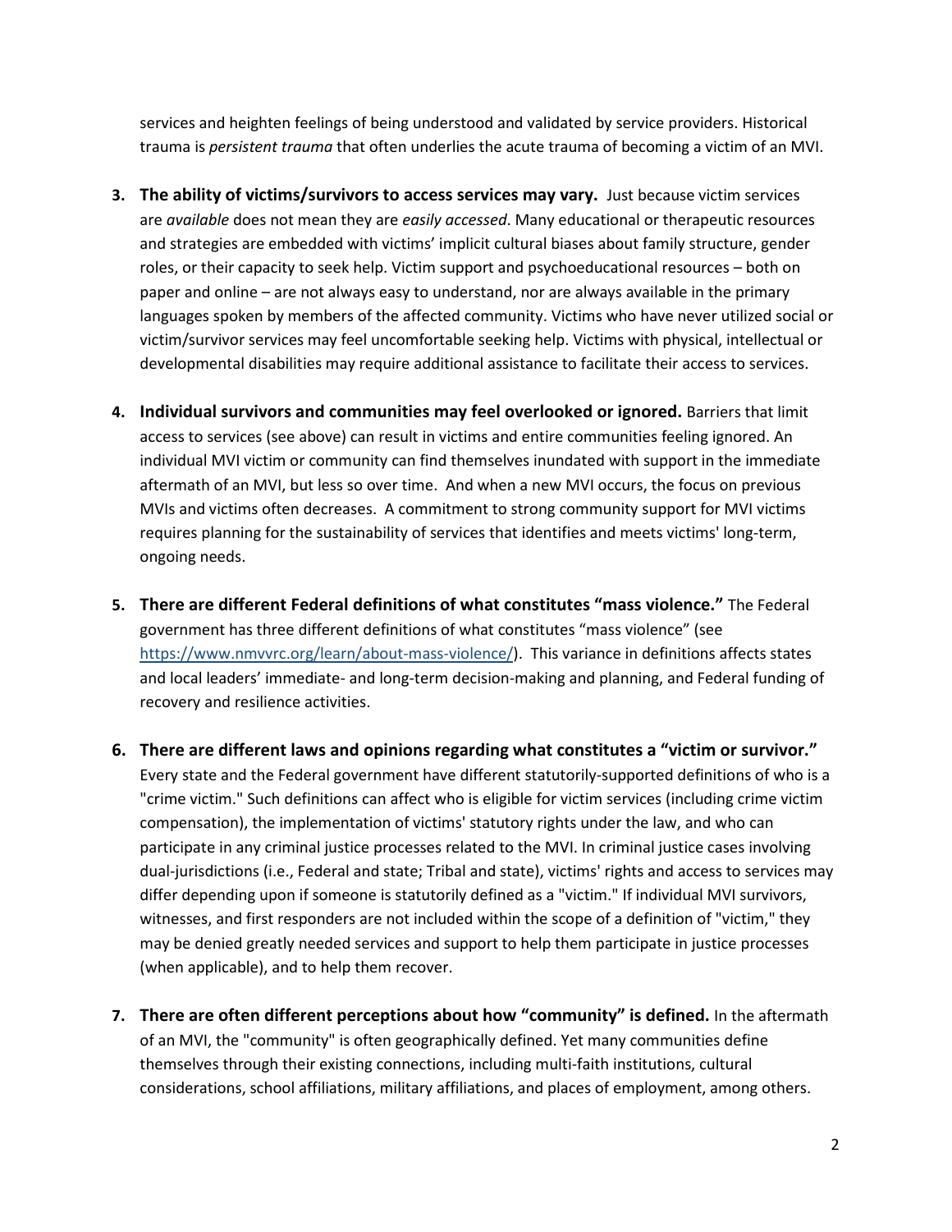services and heighten feelings of being understood and validated by service providers. Historical trauma is *persistent trauma* that often underlies the acute trauma of becoming a victim of an MVI.

3. **The ability of victims/survivors to access services may vary.** Just because victim services are *available* does not mean they are *easily accessed*. Many educational or therapeutic resources and strategies are embedded with victims' implicit cultural biases about family structure, gender roles, or their capacity to seek help. Victim support and psychoeducational resources – both on paper and online – are not always easy to understand, nor are always available in the primary languages spoken by members of the affected community. Victims who have never utilized social or victim/survivor services may feel uncomfortable seeking help. Victims with physical, intellectual or developmental disabilities may require additional assistance to facilitate their access to services.

4. **Individual survivors and communities may feel overlooked or ignored.** Barriers that limit access to services (see above) can result in victims and entire communities feeling ignored. An individual MVI victim or community can find themselves inundated with support in the immediate aftermath of an MVI, but less so over time. And when a new MVI occurs, the focus on previous MVIs and victims often decreases. A commitment to strong community support for MVI victims requires planning for the sustainability of services that identifies and meets victims' long-term, ongoing needs.

5. **There are different Federal definitions of what constitutes "mass violence."** The Federal government has three different definitions of what constitutes "mass violence" (see https://www.nmvvrc.org/learn/about-mass-violence/). This variance in definitions affects states and local leaders' immediate- and long-term decision-making and planning, and Federal funding of recovery and resilience activities.

6. **There are different laws and opinions regarding what constitutes a "victim or survivor."** Every state and the Federal government have different statutorily-supported definitions of who is a "crime victim." Such definitions can affect who is eligible for victim services (including crime victim compensation), the implementation of victims' statutory rights under the law, and who can participate in any criminal justice processes related to the MVI. In criminal justice cases involving dual-jurisdictions (i.e., Federal and state; Tribal and state), victims' rights and access to services may differ depending upon if someone is statutorily defined as a "victim." If individual MVI survivors, witnesses, and first responders are not included within the scope of a definition of "victim," they may be denied greatly needed services and support to help them participate in justice processes (when applicable), and to help them recover.

7. **There are often different perceptions about how "community" is defined.** In the aftermath of an MVI, the "community" is often geographically defined. Yet many communities define themselves through their existing connections, including multi-faith institutions, cultural considerations, school affiliations, military affiliations, and places of employment, among others.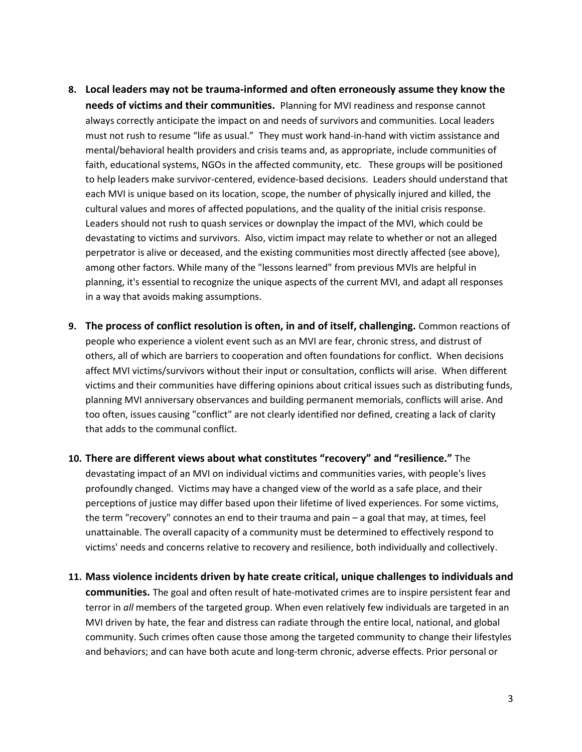8. **Local leaders may not be trauma-informed and often erroneously assume they know the needs of victims and their communities.** Planning for MVI readiness and response cannot always correctly anticipate the impact on and needs of survivors and communities. Local leaders must not rush to resume "life as usual." They must work hand-in-hand with victim assistance and mental/behavioral health providers and crisis teams and, as appropriate, include communities of faith, educational systems, NGOs in the affected community, etc. These groups will be positioned to help leaders make survivor-centered, evidence-based decisions. Leaders should understand that each MVI is unique based on its location, scope, the number of physically injured and killed, the cultural values and mores of affected populations, and the quality of the initial crisis response. Leaders should not rush to quash services or downplay the impact of the MVI, which could be devastating to victims and survivors. Also, victim impact may relate to whether or not an alleged perpetrator is alive or deceased, and the existing communities most directly affected (see above), among other factors. While many of the "lessons learned" from previous MVIs are helpful in planning, it's essential to recognize the unique aspects of the current MVI, and adapt all responses in a way that avoids making assumptions.

9. **The process of conflict resolution is often, in and of itself, challenging.** Common reactions of people who experience a violent event such as an MVI are fear, chronic stress, and distrust of others, all of which are barriers to cooperation and often foundations for conflict. When decisions affect MVI victims/survivors without their input or consultation, conflicts will arise. When different victims and their communities have differing opinions about critical issues such as distributing funds, planning MVI anniversary observances and building permanent memorials, conflicts will arise. And too often, issues causing "conflict" are not clearly identified nor defined, creating a lack of clarity that adds to the communal conflict.

10. **There are different views about what constitutes "recovery" and "resilience."** The devastating impact of an MVI on individual victims and communities varies, with people's lives profoundly changed. Victims may have a changed view of the world as a safe place, and their perceptions of justice may differ based upon their lifetime of lived experiences. For some victims, the term "recovery" connotes an end to their trauma and pain – a goal that may, at times, feel unattainable. The overall capacity of a community must be determined to effectively respond to victims' needs and concerns relative to recovery and resilience, both individually and collectively.

11. **Mass violence incidents driven by hate create critical, unique challenges to individuals and communities.** The goal and often result of hate-motivated crimes are to inspire persistent fear and terror in *all* members of the targeted group. When even relatively few individuals are targeted in an MVI driven by hate, the fear and distress can radiate through the entire local, national, and global community. Such crimes often cause those among the targeted community to change their lifestyles and behaviors; and can have both acute and long-term chronic, adverse effects. Prior personal or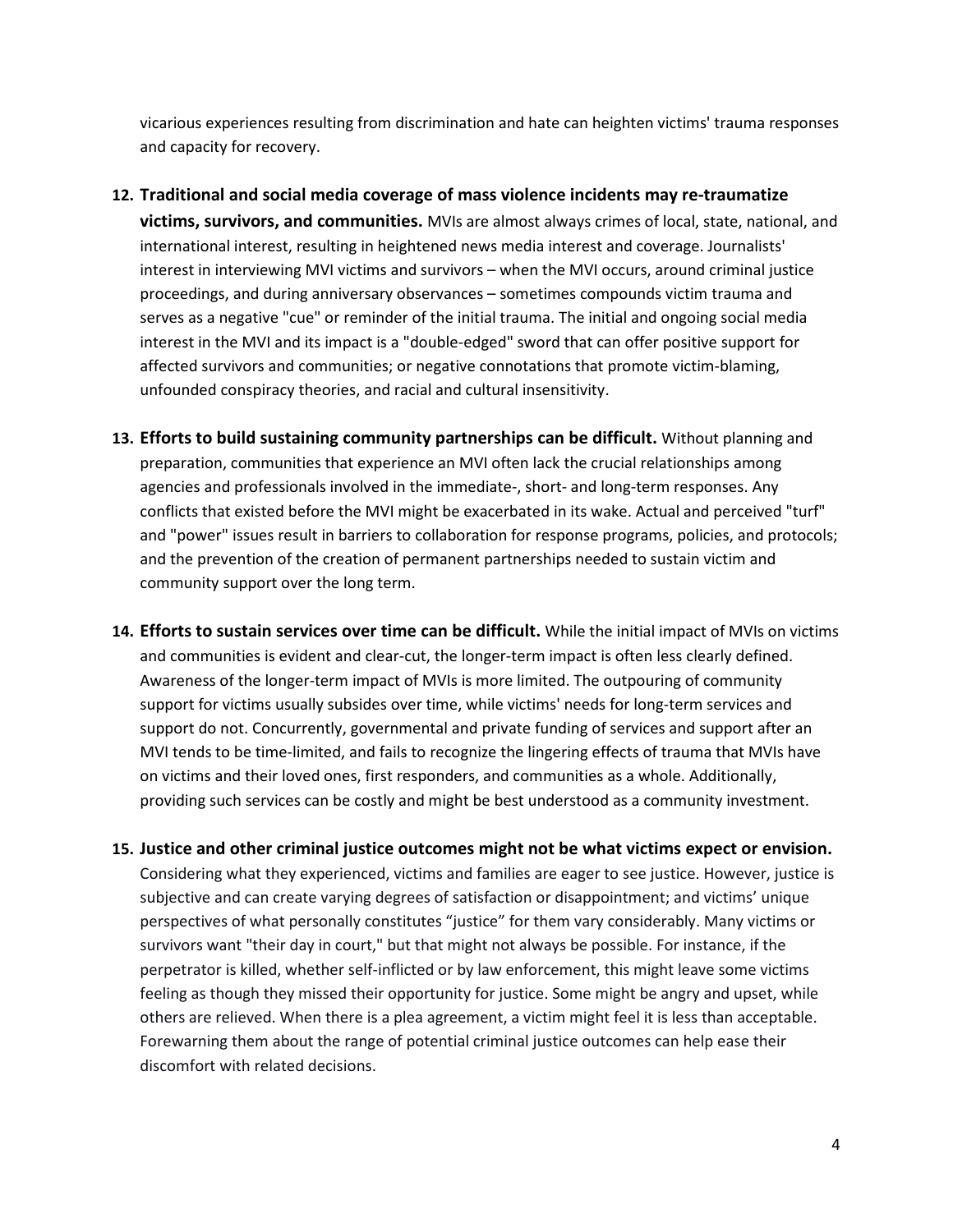vicarious experiences resulting from discrimination and hate can heighten victims' trauma responses and capacity for recovery.

12. **Traditional and social media coverage of mass violence incidents may re-traumatize victims, survivors, and communities.** MVIs are almost always crimes of local, state, national, and international interest, resulting in heightened news media interest and coverage. Journalists' interest in interviewing MVI victims and survivors – when the MVI occurs, around criminal justice proceedings, and during anniversary observances – sometimes compounds victim trauma and serves as a negative "cue" or reminder of the initial trauma. The initial and ongoing social media interest in the MVI and its impact is a "double-edged" sword that can offer positive support for affected survivors and communities; or negative connotations that promote victim-blaming, unfounded conspiracy theories, and racial and cultural insensitivity.

13. **Efforts to build sustaining community partnerships can be difficult.** Without planning and preparation, communities that experience an MVI often lack the crucial relationships among agencies and professionals involved in the immediate-, short- and long-term responses. Any conflicts that existed before the MVI might be exacerbated in its wake. Actual and perceived "turf" and "power" issues result in barriers to collaboration for response programs, policies, and protocols; and the prevention of the creation of permanent partnerships needed to sustain victim and community support over the long term.

14. **Efforts to sustain services over time can be difficult.** While the initial impact of MVIs on victims and communities is evident and clear-cut, the longer-term impact is often less clearly defined. Awareness of the longer-term impact of MVIs is more limited. The outpouring of community support for victims usually subsides over time, while victims' needs for long-term services and support do not. Concurrently, governmental and private funding of services and support after an MVI tends to be time-limited, and fails to recognize the lingering effects of trauma that MVIs have on victims and their loved ones, first responders, and communities as a whole. Additionally, providing such services can be costly and might be best understood as a community investment.

15. **Justice and other criminal justice outcomes might not be what victims expect or envision.** Considering what they experienced, victims and families are eager to see justice. However, justice is subjective and can create varying degrees of satisfaction or disappointment; and victims' unique perspectives of what personally constitutes "justice" for them vary considerably. Many victims or survivors want "their day in court," but that might not always be possible. For instance, if the perpetrator is killed, whether self-inflicted or by law enforcement, this might leave some victims feeling as though they missed their opportunity for justice. Some might be angry and upset, while others are relieved. When there is a plea agreement, a victim might feel it is less than acceptable. Forewarning them about the range of potential criminal justice outcomes can help ease their discomfort with related decisions.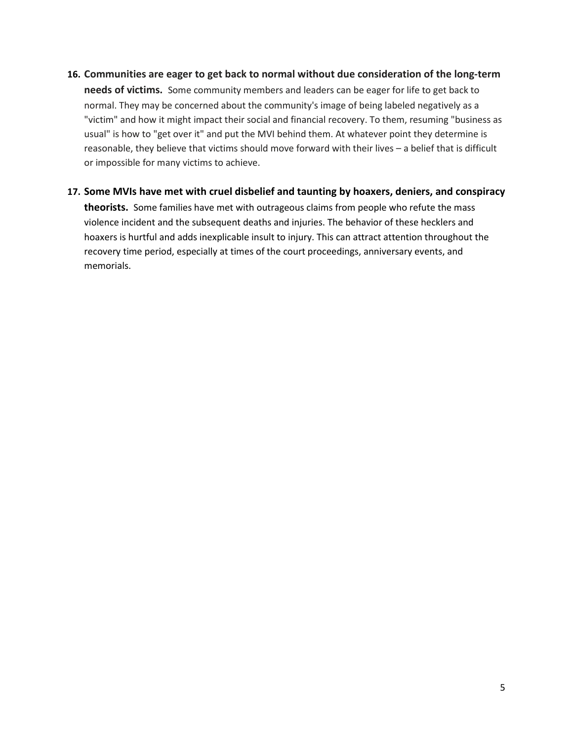16. **Communities are eager to get back to normal without due consideration of the long-term needs of victims.** Some community members and leaders can be eager for life to get back to normal. They may be concerned about the community's image of being labeled negatively as a "victim" and how it might impact their social and financial recovery. To them, resuming "business as usual" is how to "get over it" and put the MVI behind them. At whatever point they determine is reasonable, they believe that victims should move forward with their lives – a belief that is difficult or impossible for many victims to achieve.

17. **Some MVIs have met with cruel disbelief and taunting by hoaxers, deniers, and conspiracy theorists.** Some families have met with outrageous claims from people who refute the mass violence incident and the subsequent deaths and injuries. The behavior of these hecklers and hoaxers is hurtful and adds inexplicable insult to injury. This can attract attention throughout the recovery time period, especially at times of the court proceedings, anniversary events, and memorials.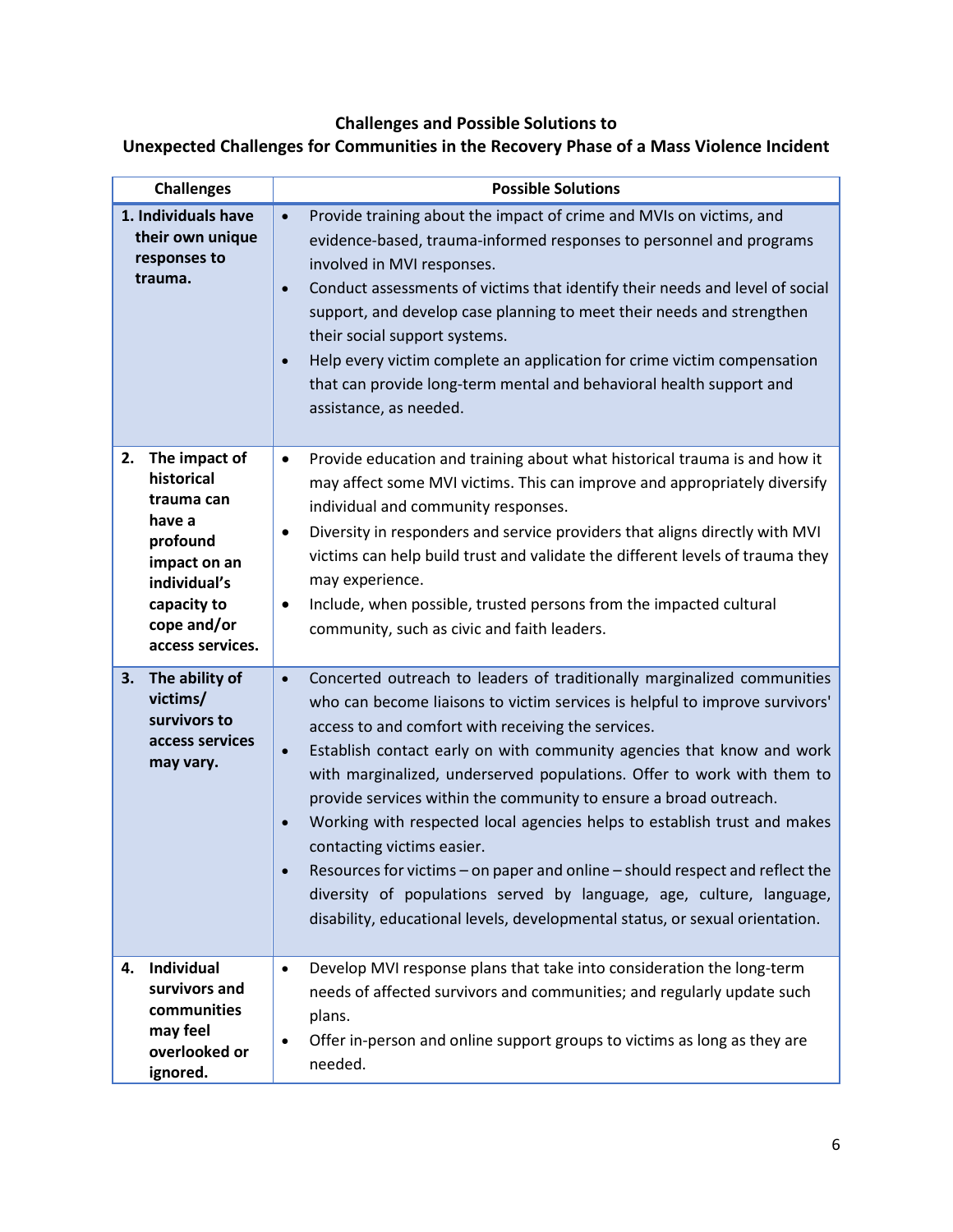## Challenges and Possible Solutions to Unexpected Challenges for Communities in the Recovery Phase of a Mass Violence Incident

| Challenges | Possible Solutions |
|---|---|
| **1. Individuals have their own unique responses to trauma.** | • Provide training about the impact of crime and MVIs on victims, and evidence-based, trauma-informed responses to personnel and programs involved in MVI responses.<br>• Conduct assessments of victims that identify their needs and level of social support, and develop case planning to meet their needs and strengthen their social support systems.<br>• Help every victim complete an application for crime victim compensation that can provide long-term mental and behavioral health support and assistance, as needed. |
| **2. The impact of historical trauma can have a profound impact on an individual's capacity to cope and/or access services.** | • Provide education and training about what historical trauma is and how it may affect some MVI victims. This can improve and appropriately diversify individual and community responses.<br>• Diversity in responders and service providers that aligns directly with MVI victims can help build trust and validate the different levels of trauma they may experience.<br>• Include, when possible, trusted persons from the impacted cultural community, such as civic and faith leaders. |
| **3. The ability of victims/ survivors to access services may vary.** | • Concerted outreach to leaders of traditionally marginalized communities who can become liaisons to victim services is helpful to improve survivors' access to and comfort with receiving the services.<br>• Establish contact early on with community agencies that know and work with marginalized, underserved populations. Offer to work with them to provide services within the community to ensure a broad outreach.<br>• Working with respected local agencies helps to establish trust and makes contacting victims easier.<br>• Resources for victims – on paper and online – should respect and reflect the diversity of populations served by language, age, culture, language, disability, educational levels, developmental status, or sexual orientation. |
| **4. Individual survivors and communities may feel overlooked or ignored.** | • Develop MVI response plans that take into consideration the long-term needs of affected survivors and communities; and regularly update such plans.<br>• Offer in-person and online support groups to victims as long as they are needed. |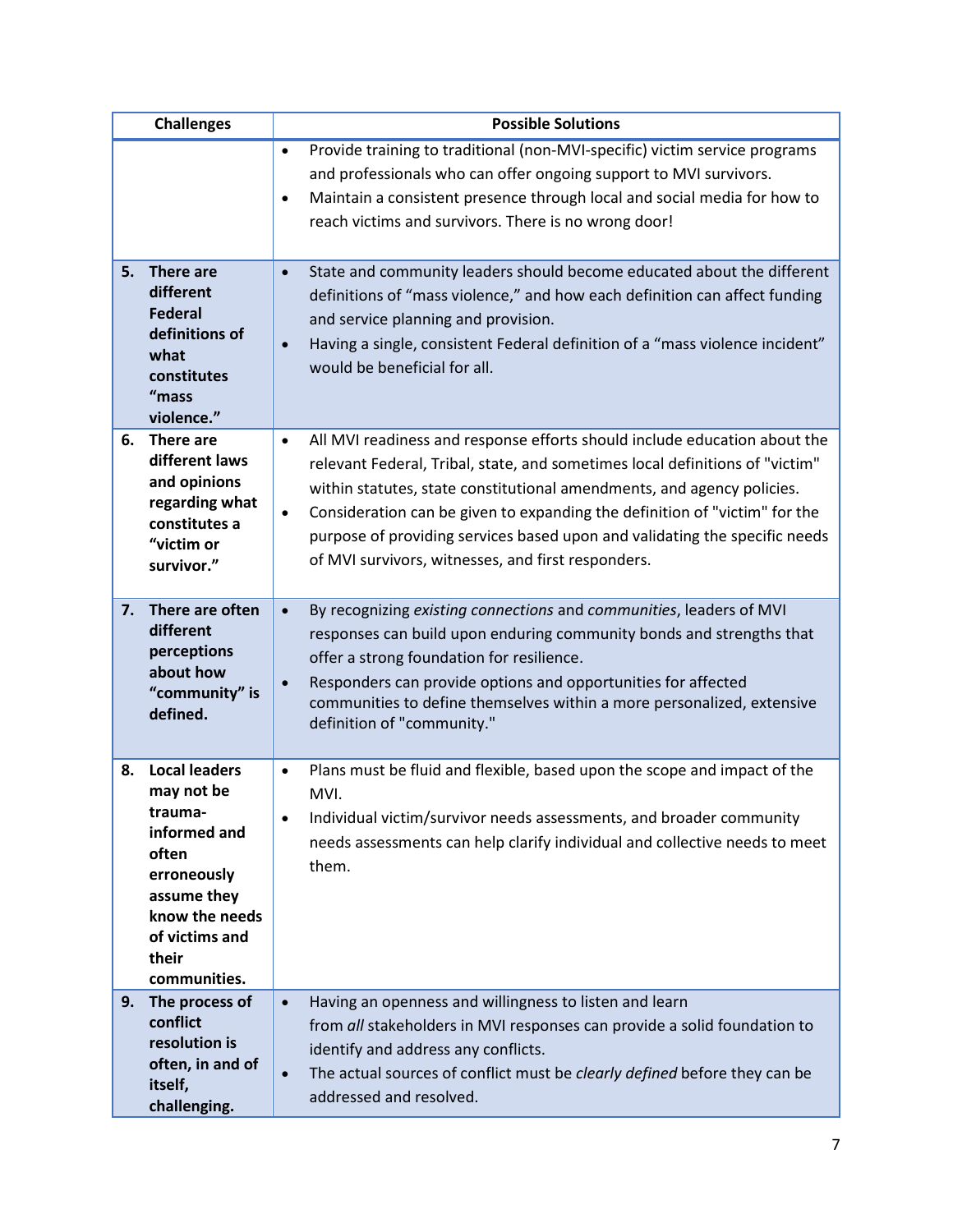| Challenges | Possible Solutions |
|---|---|
| | • Provide training to traditional (non-MVI-specific) victim service programs and professionals who can offer ongoing support to MVI survivors.<br>• Maintain a consistent presence through local and social media for how to reach victims and survivors. There is no wrong door! |
| **5. There are different Federal definitions of what constitutes "mass violence."** | • State and community leaders should become educated about the different definitions of "mass violence," and how each definition can affect funding and service planning and provision.<br>• Having a single, consistent Federal definition of a "mass violence incident" would be beneficial for all. |
| **6. There are different laws and opinions regarding what constitutes a "victim or survivor."** | • All MVI readiness and response efforts should include education about the relevant Federal, Tribal, state, and sometimes local definitions of "victim" within statutes, state constitutional amendments, and agency policies.<br>• Consideration can be given to expanding the definition of "victim" for the purpose of providing services based upon and validating the specific needs of MVI survivors, witnesses, and first responders. |
| **7. There are often different perceptions about how "community" is defined.** | • By recognizing *existing connections* and *communities*, leaders of MVI responses can build upon enduring community bonds and strengths that offer a strong foundation for resilience.<br>• Responders can provide options and opportunities for affected communities to define themselves within a more personalized, extensive definition of "community." |
| **8. Local leaders may not be trauma-informed and often erroneously assume they know the needs of victims and their communities.** | • Plans must be fluid and flexible, based upon the scope and impact of the MVI.<br>• Individual victim/survivor needs assessments, and broader community needs assessments can help clarify individual and collective needs to meet them. |
| **9. The process of conflict resolution is often, in and of itself, challenging.** | • Having an openness and willingness to listen and learn from *all* stakeholders in MVI responses can provide a solid foundation to identify and address any conflicts.<br>• The actual sources of conflict must be *clearly defined* before they can be addressed and resolved. |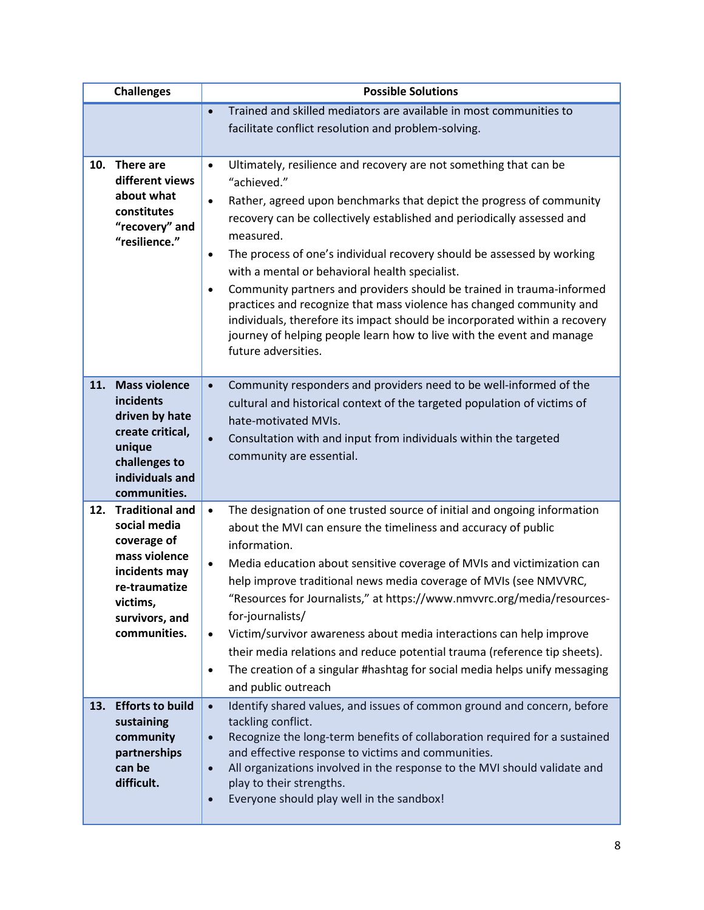| Challenges | Possible Solutions |
|---|---|
| | • Trained and skilled mediators are available in most communities to facilitate conflict resolution and problem-solving. |
| **10. There are different views about what constitutes "recovery" and "resilience."** | • Ultimately, resilience and recovery are not something that can be "achieved."<br>• Rather, agreed upon benchmarks that depict the progress of community recovery can be collectively established and periodically assessed and measured.<br>• The process of one's individual recovery should be assessed by working with a mental or behavioral health specialist.<br>• Community partners and providers should be trained in trauma-informed practices and recognize that mass violence has changed community and individuals, therefore its impact should be incorporated within a recovery journey of helping people learn how to live with the event and manage future adversities. |
| **11. Mass violence incidents driven by hate create critical, unique challenges to individuals and communities.** | • Community responders and providers need to be well-informed of the cultural and historical context of the targeted population of victims of hate-motivated MVIs.<br>• Consultation with and input from individuals within the targeted community are essential. |
| **12. Traditional and social media coverage of mass violence incidents may re-traumatize victims, survivors, and communities.** | • The designation of one trusted source of initial and ongoing information about the MVI can ensure the timeliness and accuracy of public information.<br>• Media education about sensitive coverage of MVIs and victimization can help improve traditional news media coverage of MVIs (see NMVVRC, "Resources for Journalists," at https://www.nmvvrc.org/media/resources-for-journalists/<br>• Victim/survivor awareness about media interactions can help improve their media relations and reduce potential trauma (reference tip sheets).<br>• The creation of a singular #hashtag for social media helps unify messaging and public outreach |
| **13. Efforts to build sustaining community partnerships can be difficult.** | • Identify shared values, and issues of common ground and concern, before tackling conflict.<br>• Recognize the long-term benefits of collaboration required for a sustained and effective response to victims and communities.<br>• All organizations involved in the response to the MVI should validate and play to their strengths.<br>• Everyone should play well in the sandbox! |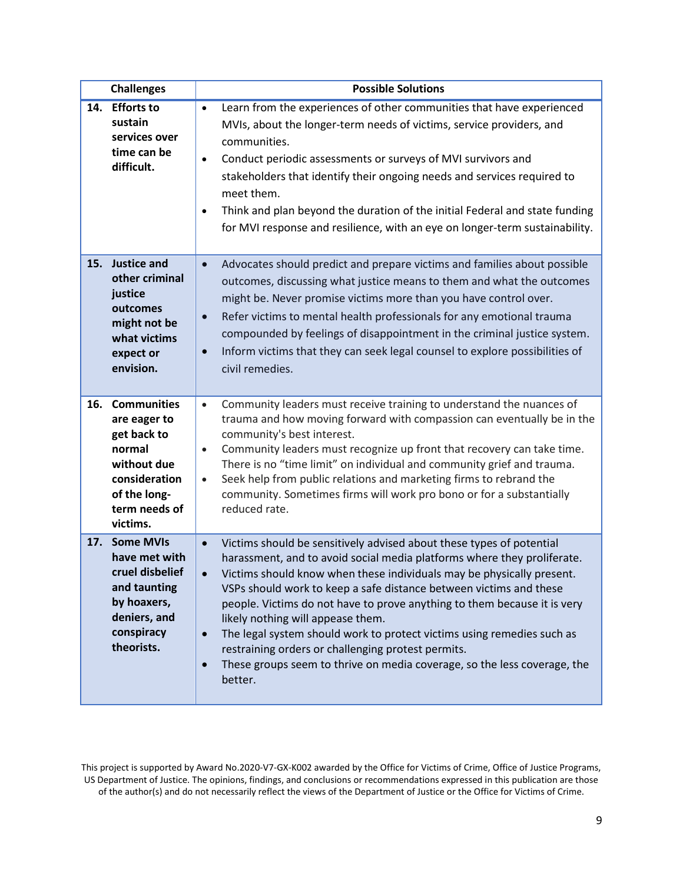| Challenges | Possible Solutions |
|---|---|
| **14. Efforts to sustain services over time can be difficult.** | • Learn from the experiences of other communities that have experienced MVIs, about the longer-term needs of victims, service providers, and communities.<br>• Conduct periodic assessments or surveys of MVI survivors and stakeholders that identify their ongoing needs and services required to meet them.<br>• Think and plan beyond the duration of the initial Federal and state funding for MVI response and resilience, with an eye on longer-term sustainability. |
| **15. Justice and other criminal justice outcomes might not be what victims expect or envision.** | • Advocates should predict and prepare victims and families about possible outcomes, discussing what justice means to them and what the outcomes might be. Never promise victims more than you have control over.<br>• Refer victims to mental health professionals for any emotional trauma compounded by feelings of disappointment in the criminal justice system.<br>• Inform victims that they can seek legal counsel to explore possibilities of civil remedies. |
| **16. Communities are eager to get back to normal without due consideration of the long-term needs of victims.** | • Community leaders must receive training to understand the nuances of trauma and how moving forward with compassion can eventually be in the community's best interest.<br>• Community leaders must recognize up front that recovery can take time. There is no "time limit" on individual and community grief and trauma.<br>• Seek help from public relations and marketing firms to rebrand the community. Sometimes firms will work pro bono or for a substantially reduced rate. |
| **17. Some MVIs have met with cruel disbelief and taunting by hoaxers, deniers, and conspiracy theorists.** | • Victims should be sensitively advised about these types of potential harassment, and to avoid social media platforms where they proliferate.<br>• Victims should know when these individuals may be physically present. VSPs should work to keep a safe distance between victims and these people. Victims do not have to prove anything to them because it is very likely nothing will appease them.<br>• The legal system should work to protect victims using remedies such as restraining orders or challenging protest permits.<br>• These groups seem to thrive on media coverage, so the less coverage, the better. |

This project is supported by Award No.2020-V7-GX-K002 awarded by the Office for Victims of Crime, Office of Justice Programs, US Department of Justice. The opinions, findings, and conclusions or recommendations expressed in this publication are those of the author(s) and do not necessarily reflect the views of the Department of Justice or the Office for Victims of Crime.